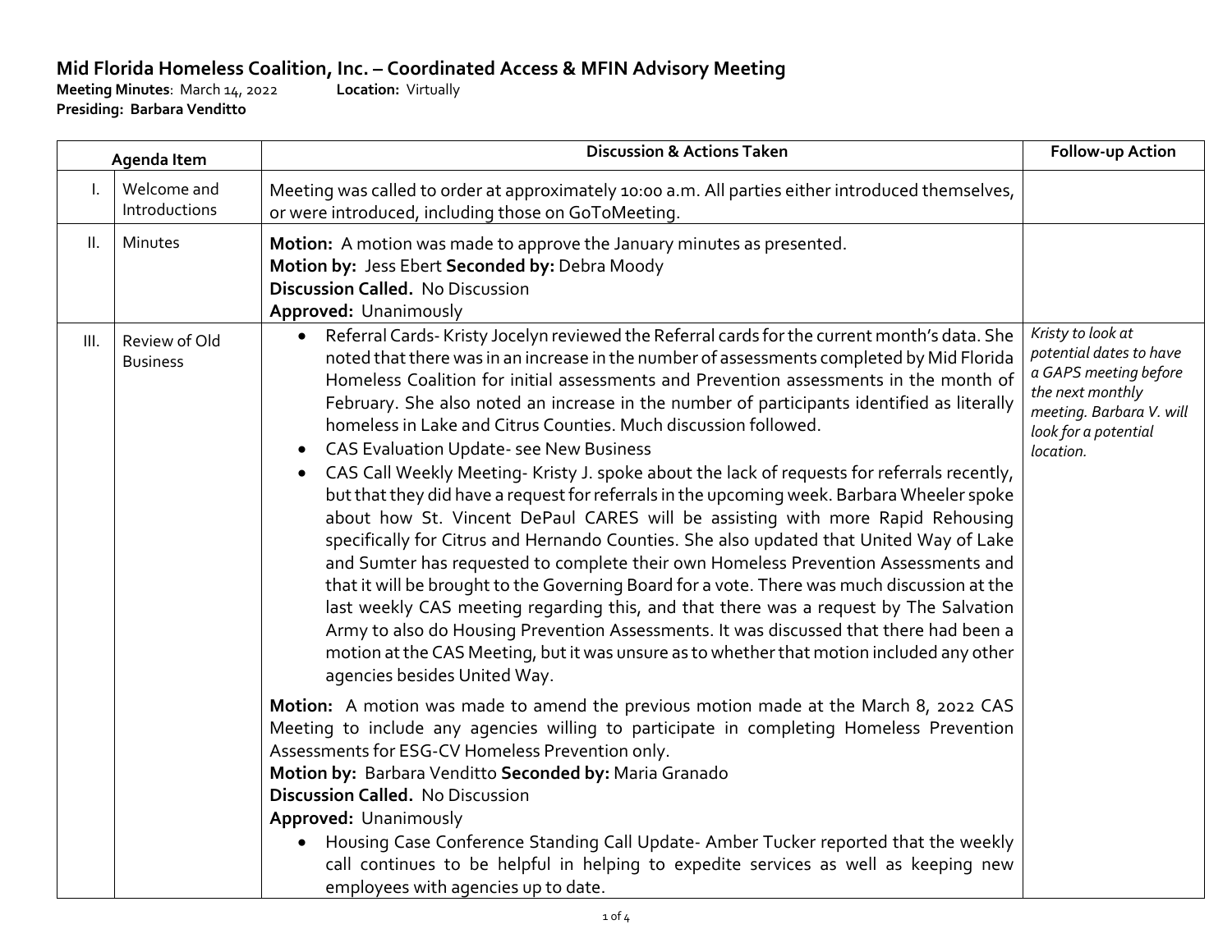# Mid Florida Homeless Coalition, Inc. – Coordinated Access & MFIN Advisory Meeting

**Meeting Minutes**: March 14, 2022 **Location:** Virtually
**Presiding: Barbara Venditto**

| Agenda Item | | Discussion & Actions Taken | Follow-up Action |
|---|---|---|---|
| I. | Welcome and Introductions | Meeting was called to order at approximately 10:00 a.m. All parties either introduced themselves, or were introduced, including those on GoToMeeting. | |
| II. | Minutes | **Motion:** A motion was made to approve the January minutes as presented.<br>**Motion by:** Jess Ebert **Seconded by:** Debra Moody<br>**Discussion Called.** No Discussion<br>**Approved:** Unanimously | |
| III. | Review of Old Business | • Referral Cards- Kristy Jocelyn reviewed the Referral cards for the current month's data. She noted that there was in an increase in the number of assessments completed by Mid Florida Homeless Coalition for initial assessments and Prevention assessments in the month of February. She also noted an increase in the number of participants identified as literally homeless in Lake and Citrus Counties. Much discussion followed.<br>• CAS Evaluation Update- see New Business<br>• CAS Call Weekly Meeting- Kristy J. spoke about the lack of requests for referrals recently, but that they did have a request for referrals in the upcoming week. Barbara Wheeler spoke about how St. Vincent DePaul CARES will be assisting with more Rapid Rehousing specifically for Citrus and Hernando Counties. She also updated that United Way of Lake and Sumter has requested to complete their own Homeless Prevention Assessments and that it will be brought to the Governing Board for a vote. There was much discussion at the last weekly CAS meeting regarding this, and that there was a request by The Salvation Army to also do Housing Prevention Assessments. It was discussed that there had been a motion at the CAS Meeting, but it was unsure as to whether that motion included any other agencies besides United Way.<br><br>**Motion:** A motion was made to amend the previous motion made at the March 8, 2022 CAS Meeting to include any agencies willing to participate in completing Homeless Prevention Assessments for ESG-CV Homeless Prevention only.<br>**Motion by:** Barbara Venditto **Seconded by:** Maria Granado<br>**Discussion Called.** No Discussion<br>**Approved:** Unanimously<br><br>• Housing Case Conference Standing Call Update- Amber Tucker reported that the weekly call continues to be helpful in helping to expedite services as well as keeping new employees with agencies up to date. | *Kristy to look at potential dates to have a GAPS meeting before the next monthly meeting. Barbara V. will look for a potential location.* |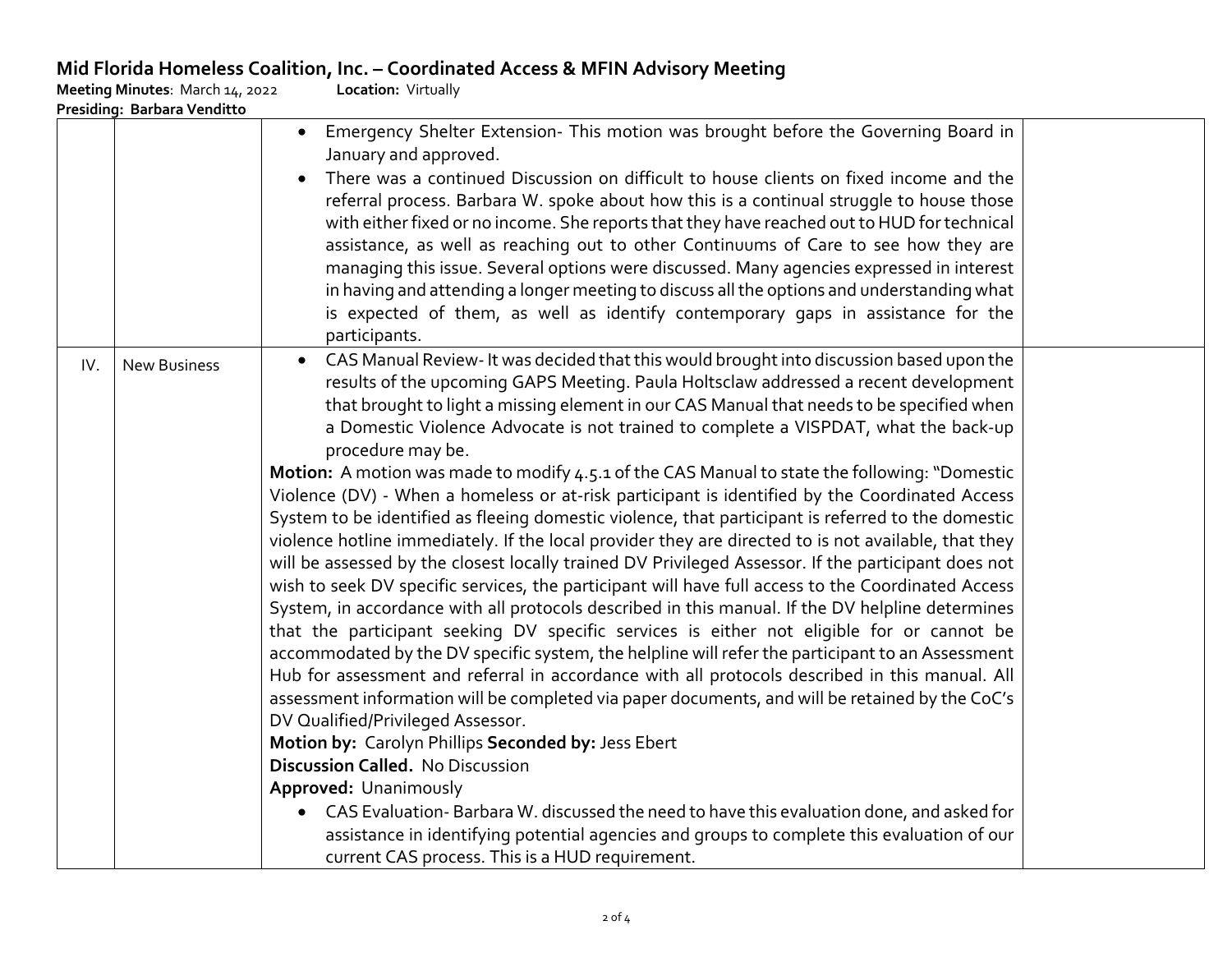# Mid Florida Homeless Coalition, Inc. – Coordinated Access & MFIN Advisory Meeting

**Meeting Minutes**: March 14, 2022 **Location:** Virtually

**Presiding: Barbara Venditto**

| | | | |
|---|---|---|---|
| | | • Emergency Shelter Extension- This motion was brought before the Governing Board in January and approved.<br>• There was a continued Discussion on difficult to house clients on fixed income and the referral process. Barbara W. spoke about how this is a continual struggle to house those with either fixed or no income. She reports that they have reached out to HUD for technical assistance, as well as reaching out to other Continuums of Care to see how they are managing this issue. Several options were discussed. Many agencies expressed in interest in having and attending a longer meeting to discuss all the options and understanding what is expected of them, as well as identify contemporary gaps in assistance for the participants. | |
| IV. | New Business | • CAS Manual Review- It was decided that this would brought into discussion based upon the results of the upcoming GAPS Meeting. Paula Holtsclaw addressed a recent development that brought to light a missing element in our CAS Manual that needs to be specified when a Domestic Violence Advocate is not trained to complete a VISPDAT, what the back-up procedure may be.<br>**Motion:** A motion was made to modify 4.5.1 of the CAS Manual to state the following: "Domestic Violence (DV) - When a homeless or at-risk participant is identified by the Coordinated Access System to be identified as fleeing domestic violence, that participant is referred to the domestic violence hotline immediately. If the local provider they are directed to is not available, that they will be assessed by the closest locally trained DV Privileged Assessor. If the participant does not wish to seek DV specific services, the participant will have full access to the Coordinated Access System, in accordance with all protocols described in this manual. If the DV helpline determines that the participant seeking DV specific services is either not eligible for or cannot be accommodated by the DV specific system, the helpline will refer the participant to an Assessment Hub for assessment and referral in accordance with all protocols described in this manual. All assessment information will be completed via paper documents, and will be retained by the CoC's DV Qualified/Privileged Assessor.<br>**Motion by:** Carolyn Phillips **Seconded by:** Jess Ebert<br>**Discussion Called.** No Discussion<br>**Approved:** Unanimously<br>• CAS Evaluation- Barbara W. discussed the need to have this evaluation done, and asked for assistance in identifying potential agencies and groups to complete this evaluation of our current CAS process. This is a HUD requirement. | |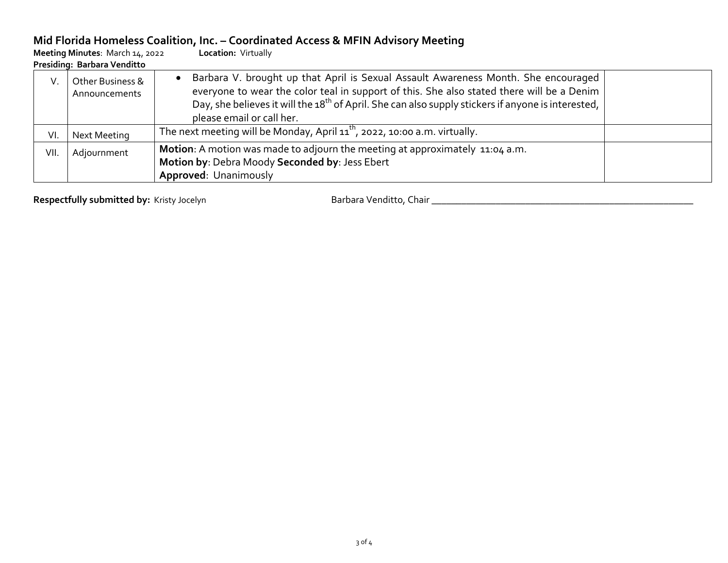## Mid Florida Homeless Coalition, Inc. – Coordinated Access & MFIN Advisory Meeting

**Meeting Minutes**: March 14, 2022 **Location:** Virtually
**Presiding: Barbara Venditto**

| | | | |
|---|---|---|---|
| V. | Other Business & Announcements | • Barbara V. brought up that April is Sexual Assault Awareness Month. She encouraged everyone to wear the color teal in support of this. She also stated there will be a Denim Day, she believes it will the 18th of April. She can also supply stickers if anyone is interested, please email or call her. | |
| VI. | Next Meeting | The next meeting will be Monday, April 11th, 2022, 10:00 a.m. virtually. | |
| VII. | Adjournment | **Motion**: A motion was made to adjourn the meeting at approximately 11:04 a.m.<br>**Motion by**: Debra Moody **Seconded by**: Jess Ebert<br>**Approved**: Unanimously | |

**Respectfully submitted by:** Kristy Jocelyn

Barbara Venditto, Chair ______________________________________________________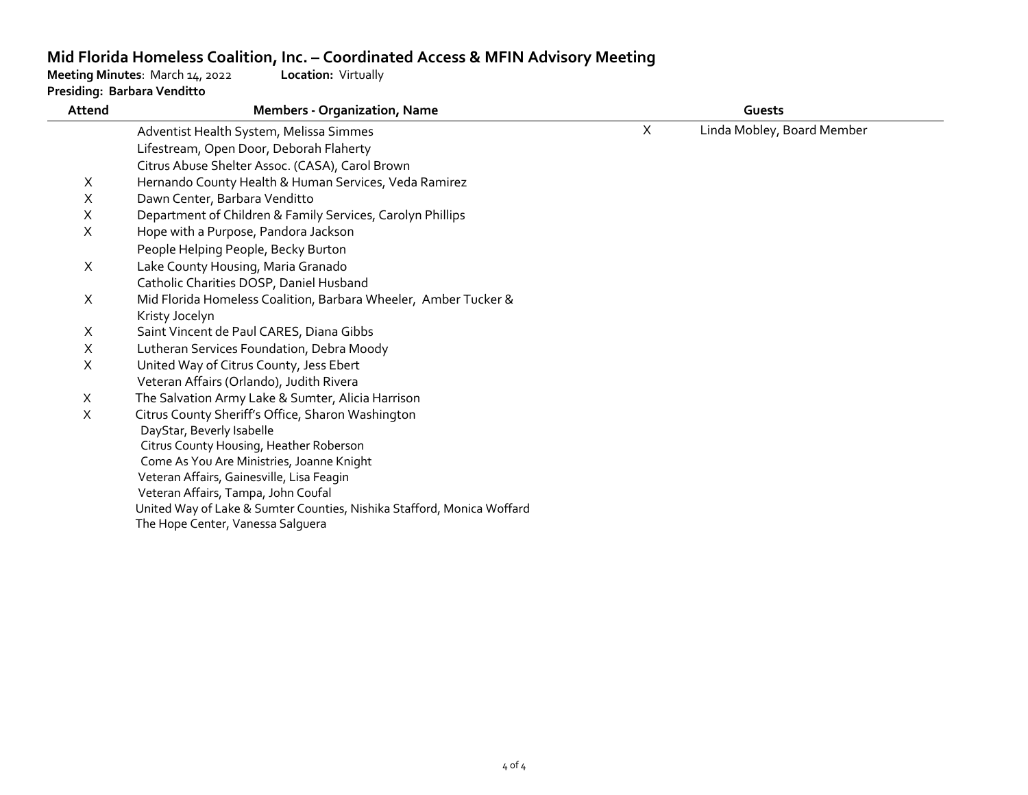# Mid Florida Homeless Coalition, Inc. – Coordinated Access & MFIN Advisory Meeting

**Meeting Minutes**: March 14, 2022 **Location:** Virtually

**Presiding: Barbara Venditto**

| Attend | Members - Organization, Name | | Guests |
|---|---|---|---|
| | Adventist Health System, Melissa Simmes | X | Linda Mobley, Board Member |
| | Lifestream, Open Door, Deborah Flaherty | | |
| | Citrus Abuse Shelter Assoc. (CASA), Carol Brown | | |
| X | Hernando County Health & Human Services, Veda Ramirez | | |
| X | Dawn Center, Barbara Venditto | | |
| X | Department of Children & Family Services, Carolyn Phillips | | |
| X | Hope with a Purpose, Pandora Jackson | | |
| | People Helping People, Becky Burton | | |
| X | Lake County Housing, Maria Granado | | |
| | Catholic Charities DOSP, Daniel Husband | | |
| X | Mid Florida Homeless Coalition, Barbara Wheeler, Amber Tucker & Kristy Jocelyn | | |
| X | Saint Vincent de Paul CARES, Diana Gibbs | | |
| X | Lutheran Services Foundation, Debra Moody | | |
| X | United Way of Citrus County, Jess Ebert | | |
| | Veteran Affairs (Orlando), Judith Rivera | | |
| X | The Salvation Army Lake & Sumter, Alicia Harrison | | |
| X | Citrus County Sheriff's Office, Sharon Washington | | |
| | DayStar, Beverly Isabelle | | |
| | Citrus County Housing, Heather Roberson | | |
| | Come As You Are Ministries, Joanne Knight | | |
| | Veteran Affairs, Gainesville, Lisa Feagin | | |
| | Veteran Affairs, Tampa, John Coufal | | |
| | United Way of Lake & Sumter Counties, Nishika Stafford, Monica Woffard | | |
| | The Hope Center, Vanessa Salguera | | |